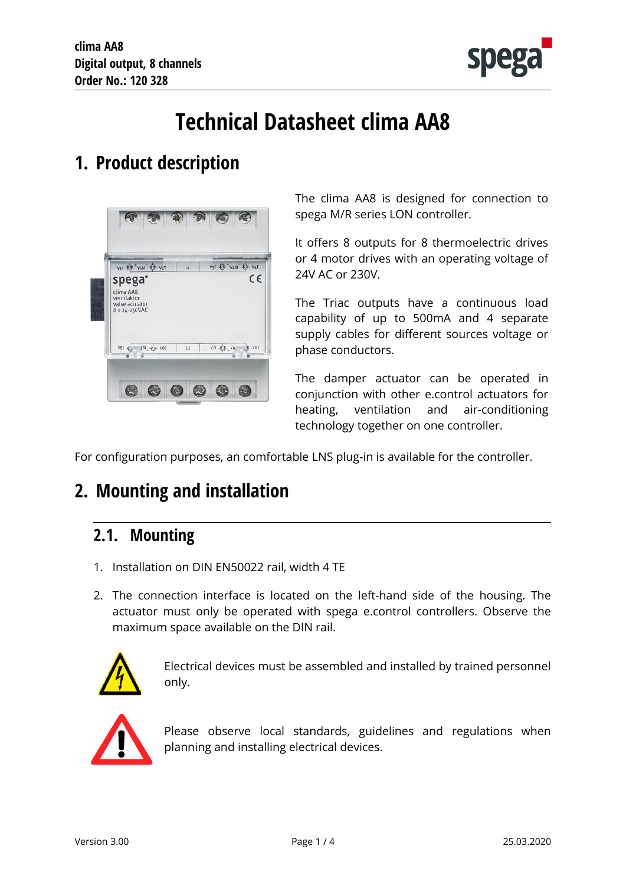clima AA8
Digital output, 8 channels
Order No.: 120 328

# Technical Datasheet clima AA8

## 1. Product description

The clima AA8 is designed for connection to spega M/R series LON controller.

It offers 8 outputs for 8 thermoelectric drives or 4 motor drives with an operating voltage of 24V AC or 230V.

The Triac outputs have a continuous load capability of up to 500mA and 4 separate supply cables for different sources voltage or phase conductors.

The damper actuator can be operated in conjunction with other e.control actuators for heating, ventilation and air-conditioning technology together on one controller.

For configuration purposes, an comfortable LNS plug-in is available for the controller.

## 2. Mounting and installation

### 2.1. Mounting

1. Installation on DIN EN50022 rail, width 4 TE
2. The connection interface is located on the left-hand side of the housing. The actuator must only be operated with spega e.control controllers. Observe the maximum space available on the DIN rail.

Electrical devices must be assembled and installed by trained personnel only.

Please observe local standards, guidelines and regulations when planning and installing electrical devices.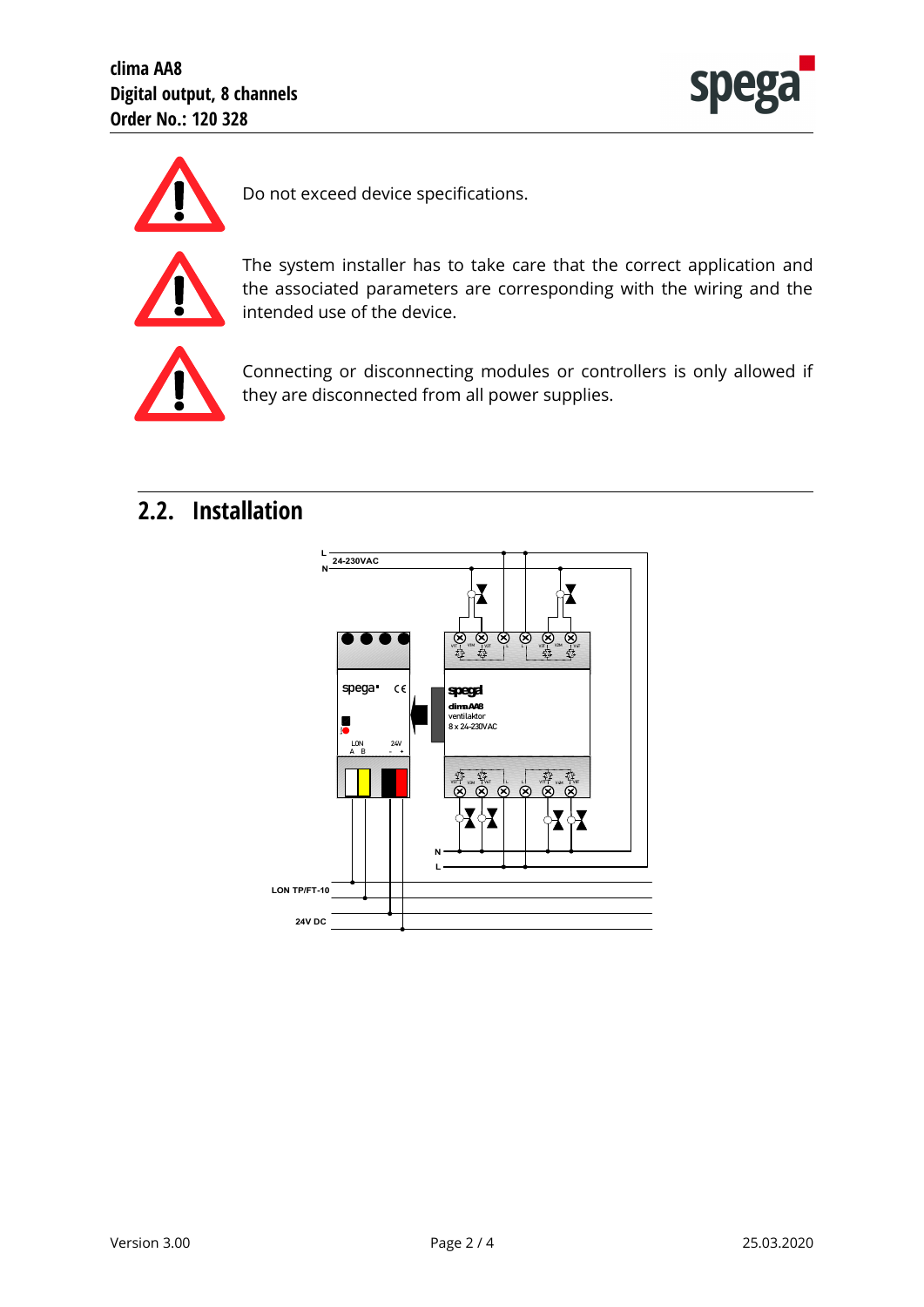Do not exceed device specifications.

The system installer has to take care that the correct application and the associated parameters are corresponding with the wiring and the intended use of the device.

Connecting or disconnecting modules or controllers is only allowed if they are disconnected from all power supplies.

## 2.2. Installation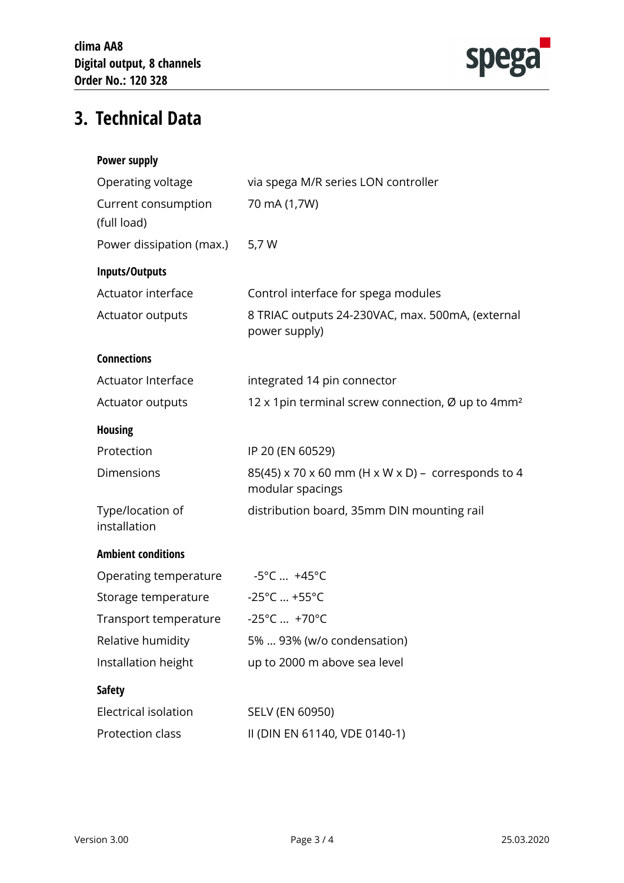# 3. Technical Data

**Power supply**

| | |
|---|---|
| Operating voltage | via spega M/R series LON controller |
| Current consumption (full load) | 70 mA (1,7W) |
| Power dissipation (max.) | 5,7 W |

**Inputs/Outputs**

| | |
|---|---|
| Actuator interface | Control interface for spega modules |
| Actuator outputs | 8 TRIAC outputs 24-230VAC, max. 500mA, (external power supply) |

**Connections**

| | |
|---|---|
| Actuator Interface | integrated 14 pin connector |
| Actuator outputs | 12 x 1pin terminal screw connection, Ø up to 4mm² |

**Housing**

| | |
|---|---|
| Protection | IP 20 (EN 60529) |
| Dimensions | 85(45) x 70 x 60 mm (H x W x D) – corresponds to 4 modular spacings |
| Type/location of installation | distribution board, 35mm DIN mounting rail |

**Ambient conditions**

| | |
|---|---|
| Operating temperature | -5°C … +45°C |
| Storage temperature | -25°C … +55°C |
| Transport temperature | -25°C … +70°C |
| Relative humidity | 5% … 93% (w/o condensation) |
| Installation height | up to 2000 m above sea level |

**Safety**

| | |
|---|---|
| Electrical isolation | SELV (EN 60950) |
| Protection class | II (DIN EN 61140, VDE 0140-1) |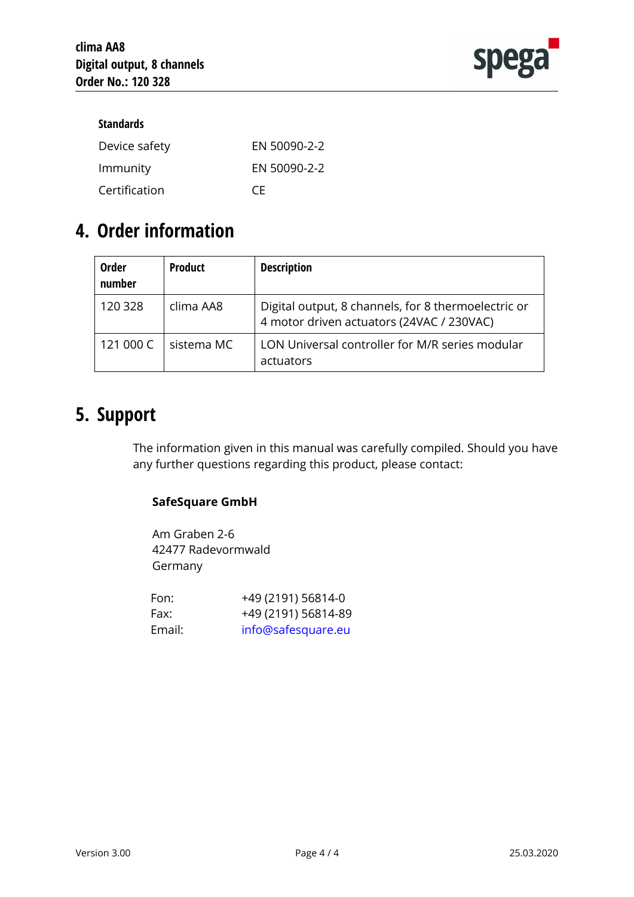**Standards**

| | |
|---|---|
| Device safety | EN 50090-2-2 |
| Immunity | EN 50090-2-2 |
| Certification | CE |

# 4. Order information

| Order number | Product | Description |
|---|---|---|
| 120 328 | clima AA8 | Digital output, 8 channels, for 8 thermoelectric or 4 motor driven actuators (24VAC / 230VAC) |
| 121 000 C | sistema MC | LON Universal controller for M/R series modular actuators |

# 5. Support

The information given in this manual was carefully compiled. Should you have any further questions regarding this product, please contact:

**SafeSquare GmbH**

Am Graben 2-6
42477 Radevormwald
Germany

| | |
|---|---|
| Fon: | +49 (2191) 56814-0 |
| Fax: | +49 (2191) 56814-89 |
| Email: | info@safesquare.eu |